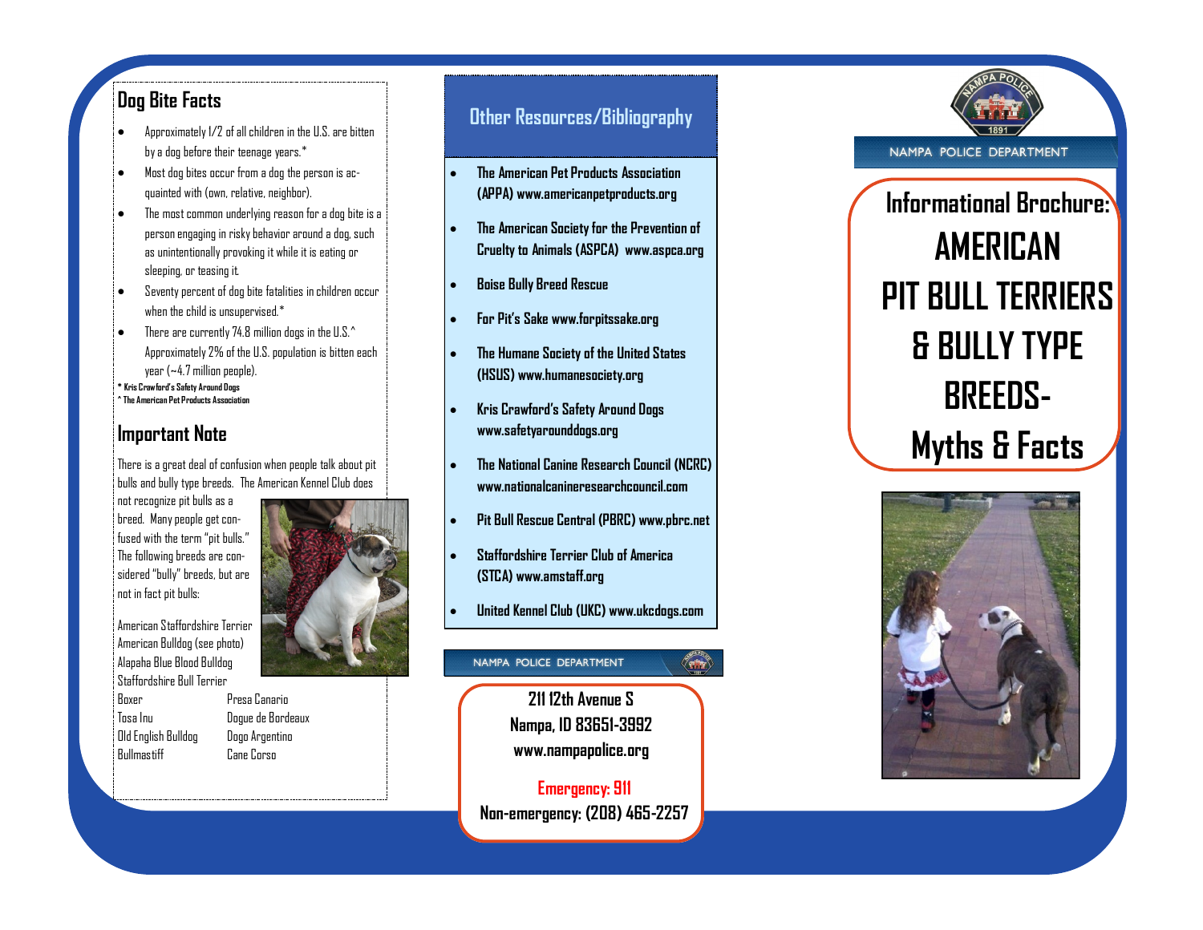## Dog Bite Facts

- Approximately 1/2 of all children in the U.S. are bitten by a dog before their teenage years.*
- Most dog bites occur from a dog the person is acquainted with (own, relative, neighbor).
- The most common underlying reason for a dog bite is a person engaging in risky behavior around a dog, such as unintentionally provoking it while it is eating or sleeping, or teasing it.
- Seventy percent of dog bite fatalities in children occur when the child is unsupervised.*
- There are currently 74.8 million dogs in the U.S.^ Approximately 2% of the U.S. population is bitten each year (~4.7 million people).

**\* Kris Crawford's Safety Around Dogs**
**^ The American Pet Products Association**

## Important Note

There is a great deal of confusion when people talk about pit bulls and bully type breeds. The American Kennel Club does not recognize pit bulls as a breed. Many people get confused with the term "pit bulls." The following breeds are considered "bully" breeds, but are not in fact pit bulls:

American Staffordshire Terrier
American Bulldog (see photo)
Alapaha Blue Blood Bulldog
Staffordshire Bull Terrier

| | |
|---|---|
| Boxer | Presa Canario |
| Tosa Inu | Dogue de Bordeaux |
| Old English Bulldog | Dogo Argentino |
| Bullmastiff | Cane Corso |

## Other Resources/Bibliography

- **The American Pet Products Association (APPA) www.americanpetproducts.org**
- **The American Society for the Prevention of Cruelty to Animals (ASPCA) www.aspca.org**
- **Boise Bully Breed Rescue**
- **For Pit's Sake www.forpitssake.org**
- **The Humane Society of the United States (HSUS) www.humanesociety.org**
- **Kris Crawford's Safety Around Dogs www.safetyarounddogs.org**
- **The National Canine Research Council (NCRC) www.nationalcanineresearchcouncil.com**
- **Pit Bull Rescue Central (PBRC) www.pbrc.net**
- **Staffordshire Terrier Club of America (STCA) www.amstaff.org**
- **United Kennel Club (UKC) www.ukcdogs.com**

NAMPA POLICE DEPARTMENT

**211 12th Avenue S**
**Nampa, ID 83651-3992**
**www.nampapolice.org**

**Emergency: 911**
**Non-emergency: (208) 465-2257**

NAMPA POLICE DEPARTMENT

# Informational Brochure: AMERICAN PIT BULL TERRIERS & BULLY TYPE BREEDS- Myths & Facts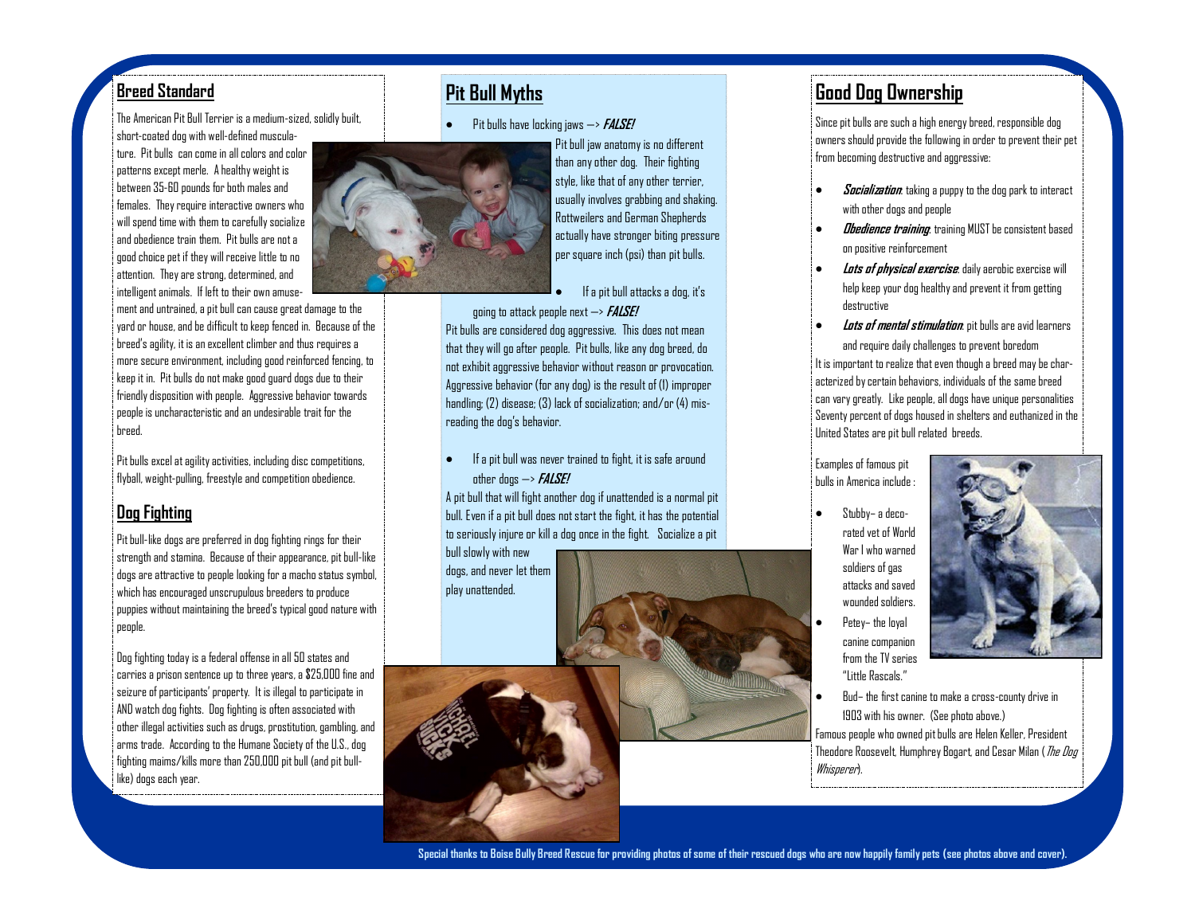## Breed Standard

The American Pit Bull Terrier is a medium-sized, solidly built, short-coated dog with well-defined musculature. Pit bulls can come in all colors and color patterns except merle. A healthy weight is between 35-60 pounds for both males and females. They require interactive owners who will spend time with them to carefully socialize and obedience train them. Pit bulls are not a good choice pet if they will receive little to no attention. They are strong, determined, and intelligent animals. If left to their own amusement and untrained, a pit bull can cause great damage to the yard or house, and be difficult to keep fenced in. Because of the breed's agility, it is an excellent climber and thus requires a more secure environment, including good reinforced fencing, to keep it in. Pit bulls do not make good guard dogs due to their friendly disposition with people. Aggressive behavior towards people is uncharacteristic and an undesirable trait for the breed.

Pit bulls excel at agility activities, including disc competitions, flyball, weight-pulling, freestyle and competition obedience.

## Dog Fighting

Pit bull-like dogs are preferred in dog fighting rings for their strength and stamina. Because of their appearance, pit bull-like dogs are attractive to people looking for a macho status symbol, which has encouraged unscrupulous breeders to produce puppies without maintaining the breed's typical good nature with people.

Dog fighting today is a federal offense in all 50 states and carries a prison sentence up to three years, a $25,000 fine and seizure of participants' property. It is illegal to participate in AND watch dog fights. Dog fighting is often associated with other illegal activities such as drugs, prostitution, gambling, and arms trade. According to the Humane Society of the U.S., dog fighting maims/kills more than 250,000 pit bull (and pit bull-like) dogs each year.

## Pit Bull Myths

- Pit bulls have locking jaws —> ***FALSE!***

Pit bull jaw anatomy is no different than any other dog. Their fighting style, like that of any other terrier, usually involves grabbing and shaking. Rottweilers and German Shepherds actually have stronger biting pressure per square inch (psi) than pit bulls.

- If a pit bull attacks a dog, it's going to attack people next —> ***FALSE!***

Pit bulls are considered dog aggressive. This does not mean that they will go after people. Pit bulls, like any dog breed, do not exhibit aggressive behavior without reason or provocation. Aggressive behavior (for any dog) is the result of (1) improper handling; (2) disease; (3) lack of socialization; and/or (4) misreading the dog's behavior.

- If a pit bull was never trained to fight, it is safe around other dogs —> ***FALSE!***

A pit bull that will fight another dog if unattended is a normal pit bull. Even if a pit bull does not start the fight, it has the potential to seriously injure or kill a dog once in the fight. Socialize a pit bull slowly with new dogs, and never let them play unattended.

## Good Dog Ownership

Since pit bulls are such a high energy breed, responsible dog owners should provide the following in order to prevent their pet from becoming destructive and aggressive:

- ***Socialization***: taking a puppy to the dog park to interact with other dogs and people
- ***Obedience training***: training MUST be consistent based on positive reinforcement
- ***Lots of physical exercise***: daily aerobic exercise will help keep your dog healthy and prevent it from getting destructive
- ***Lots of mental stimulation***: pit bulls are avid learners and require daily challenges to prevent boredom

It is important to realize that even though a breed may be characterized by certain behaviors, individuals of the same breed can vary greatly. Like people, all dogs have unique personalities Seventy percent of dogs housed in shelters and euthanized in the United States are pit bull related breeds.

Examples of famous pit bulls in America include :

- Stubby– a decorated vet of World War I who warned soldiers of gas attacks and saved wounded soldiers.
- Petey– the loyal canine companion from the TV series "Little Rascals."
- Bud– the first canine to make a cross-county drive in 1903 with his owner. (See photo above.)

Famous people who owned pit bulls are Helen Keller, President Theodore Roosevelt, Humphrey Bogart, and Cesar Milan (*The Dog Whisperer*).

**Special thanks to Boise Bully Breed Rescue for providing photos of some of their rescued dogs who are now happily family pets (see photos above and cover).**